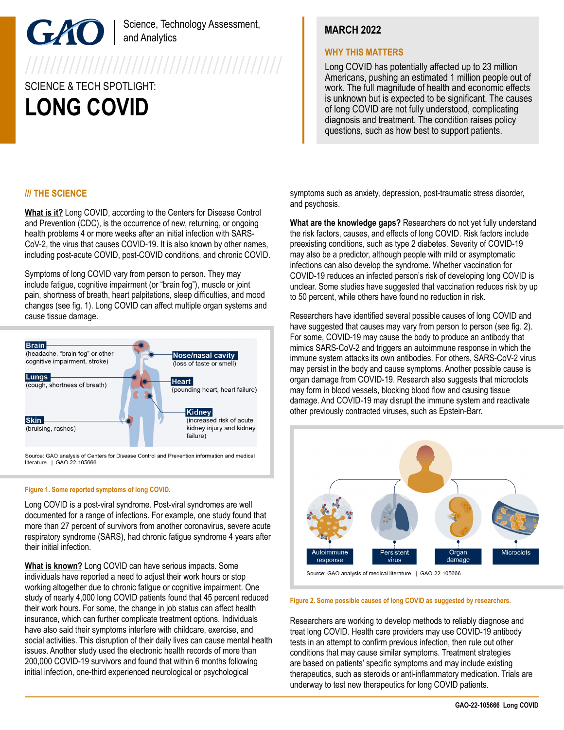GAO | Science, Technology Assessment, and Analytics

SCIENCE & TECH SPOTLIGHT:

# LONG COVID

**MARCH 2022**

**WHY THIS MATTERS**

Long COVID has potentially affected up to 23 million Americans, pushing an estimated 1 million people out of work. The full magnitude of health and economic effects is unknown but is expected to be significant. The causes of long COVID are not fully understood, complicating diagnosis and treatment. The condition raises policy questions, such as how best to support patients.

## /// THE SCIENCE

**What is it?** Long COVID, according to the Centers for Disease Control and Prevention (CDC), is the occurrence of new, returning, or ongoing health problems 4 or more weeks after an initial infection with SARS-CoV-2, the virus that causes COVID-19. It is also known by other names, including post-acute COVID, post-COVID conditions, and chronic COVID.

Symptoms of long COVID vary from person to person. They may include fatigue, cognitive impairment (or "brain fog"), muscle or joint pain, shortness of breath, heart palpitations, sleep difficulties, and mood changes (see fig. 1). Long COVID can affect multiple organ systems and cause tissue damage.

**Brain** (headache, "brain fog" or other cognitive impairment, stroke)

**Nose/nasal cavity** (loss of taste or smell)

**Lungs** (cough, shortness of breath)

**Heart** (pounding heart, heart failure)

**Kidney** (increased risk of acute kidney injury and kidney failure)

**Skin** (bruising, rashes)

Source: GAO analysis of Centers for Disease Control and Prevention information and medical literature. | GAO-22-105666

Figure 1. Some reported symptoms of long COVID.

Long COVID is a post-viral syndrome. Post-viral syndromes are well documented for a range of infections. For example, one study found that more than 27 percent of survivors from another coronavirus, severe acute respiratory syndrome (SARS), had chronic fatigue syndrome 4 years after their initial infection.

**What is known?** Long COVID can have serious impacts. Some individuals have reported a need to adjust their work hours or stop working altogether due to chronic fatigue or cognitive impairment. One study of nearly 4,000 long COVID patients found that 45 percent reduced their work hours. For some, the change in job status can affect health insurance, which can further complicate treatment options. Individuals have also said their symptoms interfere with childcare, exercise, and social activities. This disruption of their daily lives can cause mental health issues. Another study used the electronic health records of more than 200,000 COVID-19 survivors and found that within 6 months following initial infection, one-third experienced neurological or psychological symptoms such as anxiety, depression, post-traumatic stress disorder, and psychosis.

**What are the knowledge gaps?** Researchers do not yet fully understand the risk factors, causes, and effects of long COVID. Risk factors include preexisting conditions, such as type 2 diabetes. Severity of COVID-19 may also be a predictor, although people with mild or asymptomatic infections can also develop the syndrome. Whether vaccination for COVID-19 reduces an infected person's risk of developing long COVID is unclear. Some studies have suggested that vaccination reduces risk by up to 50 percent, while others have found no reduction in risk.

Researchers have identified several possible causes of long COVID and have suggested that causes may vary from person to person (see fig. 2). For some, COVID-19 may cause the body to produce an antibody that mimics SARS-CoV-2 and triggers an autoimmune response in which the immune system attacks its own antibodies. For others, SARS-CoV-2 virus may persist in the body and cause symptoms. Another possible cause is organ damage from COVID-19. Research also suggests that microclots may form in blood vessels, blocking blood flow and causing tissue damage. And COVID-19 may disrupt the immune system and reactivate other previously contracted viruses, such as Epstein-Barr.

Autoimmune response | Persistent virus | Organ damage | Microclots

Source: GAO analysis of medical literature. | GAO-22-105666

Figure 2. Some possible causes of long COVID as suggested by researchers.

Researchers are working to develop methods to reliably diagnose and treat long COVID. Health care providers may use COVID-19 antibody tests in an attempt to confirm previous infection, then rule out other conditions that may cause similar symptoms. Treatment strategies are based on patients' specific symptoms and may include existing therapeutics, such as steroids or anti-inflammatory medication. Trials are underway to test new therapeutics for long COVID patients.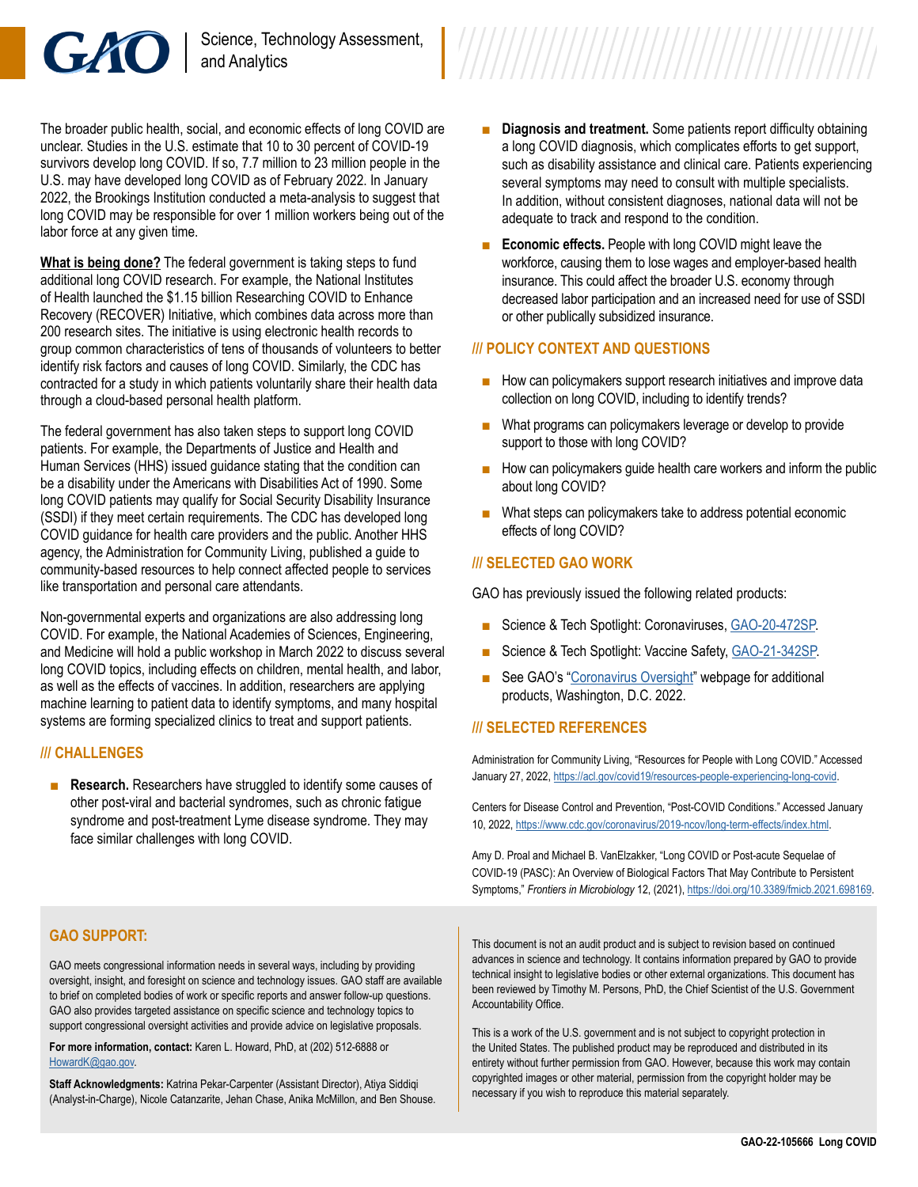The broader public health, social, and economic effects of long COVID are unclear. Studies in the U.S. estimate that 10 to 30 percent of COVID-19 survivors develop long COVID. If so, 7.7 million to 23 million people in the U.S. may have developed long COVID as of February 2022. In January 2022, the Brookings Institution conducted a meta-analysis to suggest that long COVID may be responsible for over 1 million workers being out of the labor force at any given time.

**What is being done?** The federal government is taking steps to fund additional long COVID research. For example, the National Institutes of Health launched the $1.15 billion Researching COVID to Enhance Recovery (RECOVER) Initiative, which combines data across more than 200 research sites. The initiative is using electronic health records to group common characteristics of tens of thousands of volunteers to better identify risk factors and causes of long COVID. Similarly, the CDC has contracted for a study in which patients voluntarily share their health data through a cloud-based personal health platform.

The federal government has also taken steps to support long COVID patients. For example, the Departments of Justice and Health and Human Services (HHS) issued guidance stating that the condition can be a disability under the Americans with Disabilities Act of 1990. Some long COVID patients may qualify for Social Security Disability Insurance (SSDI) if they meet certain requirements. The CDC has developed long COVID guidance for health care providers and the public. Another HHS agency, the Administration for Community Living, published a guide to community-based resources to help connect affected people to services like transportation and personal care attendants.

Non-governmental experts and organizations are also addressing long COVID. For example, the National Academies of Sciences, Engineering, and Medicine will hold a public workshop in March 2022 to discuss several long COVID topics, including effects on children, mental health, and labor, as well as the effects of vaccines. In addition, researchers are applying machine learning to patient data to identify symptoms, and many hospital systems are forming specialized clinics to treat and support patients.

## /// CHALLENGES

- **Research.** Researchers have struggled to identify some causes of other post-viral and bacterial syndromes, such as chronic fatigue syndrome and post-treatment Lyme disease syndrome. They may face similar challenges with long COVID.
- **Diagnosis and treatment.** Some patients report difficulty obtaining a long COVID diagnosis, which complicates efforts to get support, such as disability assistance and clinical care. Patients experiencing several symptoms may need to consult with multiple specialists. In addition, without consistent diagnoses, national data will not be adequate to track and respond to the condition.
- **Economic effects.** People with long COVID might leave the workforce, causing them to lose wages and employer-based health insurance. This could affect the broader U.S. economy through decreased labor participation and an increased need for use of SSDI or other publically subsidized insurance.

## /// POLICY CONTEXT AND QUESTIONS

- How can policymakers support research initiatives and improve data collection on long COVID, including to identify trends?
- What programs can policymakers leverage or develop to provide support to those with long COVID?
- How can policymakers guide health care workers and inform the public about long COVID?
- What steps can policymakers take to address potential economic effects of long COVID?

## /// SELECTED GAO WORK

GAO has previously issued the following related products:

- Science & Tech Spotlight: Coronaviruses, GAO-20-472SP.
- Science & Tech Spotlight: Vaccine Safety, GAO-21-342SP.
- See GAO's "Coronavirus Oversight" webpage for additional products, Washington, D.C. 2022.

## /// SELECTED REFERENCES

Administration for Community Living, "Resources for People with Long COVID." Accessed January 27, 2022, https://acl.gov/covid19/resources-people-experiencing-long-covid.

Centers for Disease Control and Prevention, "Post-COVID Conditions." Accessed January 10, 2022, https://www.cdc.gov/coronavirus/2019-ncov/long-term-effects/index.html.

Amy D. Proal and Michael B. VanElzakker, "Long COVID or Post-acute Sequelae of COVID-19 (PASC): An Overview of Biological Factors That May Contribute to Persistent Symptoms," *Frontiers in Microbiology* 12, (2021), https://doi.org/10.3389/fmicb.2021.698169.

## GAO SUPPORT:

GAO meets congressional information needs in several ways, including by providing oversight, insight, and foresight on science and technology issues. GAO staff are available to brief on completed bodies of work or specific reports and answer follow-up questions. GAO also provides targeted assistance on specific science and technology topics to support congressional oversight activities and provide advice on legislative proposals.

**For more information, contact:** Karen L. Howard, PhD, at (202) 512-6888 or HowardK@gao.gov.

**Staff Acknowledgments:** Katrina Pekar-Carpenter (Assistant Director), Atiya Siddiqi (Analyst-in-Charge), Nicole Catanzarite, Jehan Chase, Anika McMillon, and Ben Shouse.

This document is not an audit product and is subject to revision based on continued advances in science and technology. It contains information prepared by GAO to provide technical insight to legislative bodies or other external organizations. This document has been reviewed by Timothy M. Persons, PhD, the Chief Scientist of the U.S. Government Accountability Office.

This is a work of the U.S. government and is not subject to copyright protection in the United States. The published product may be reproduced and distributed in its entirety without further permission from GAO. However, because this work may contain copyrighted images or other material, permission from the copyright holder may be necessary if you wish to reproduce this material separately.